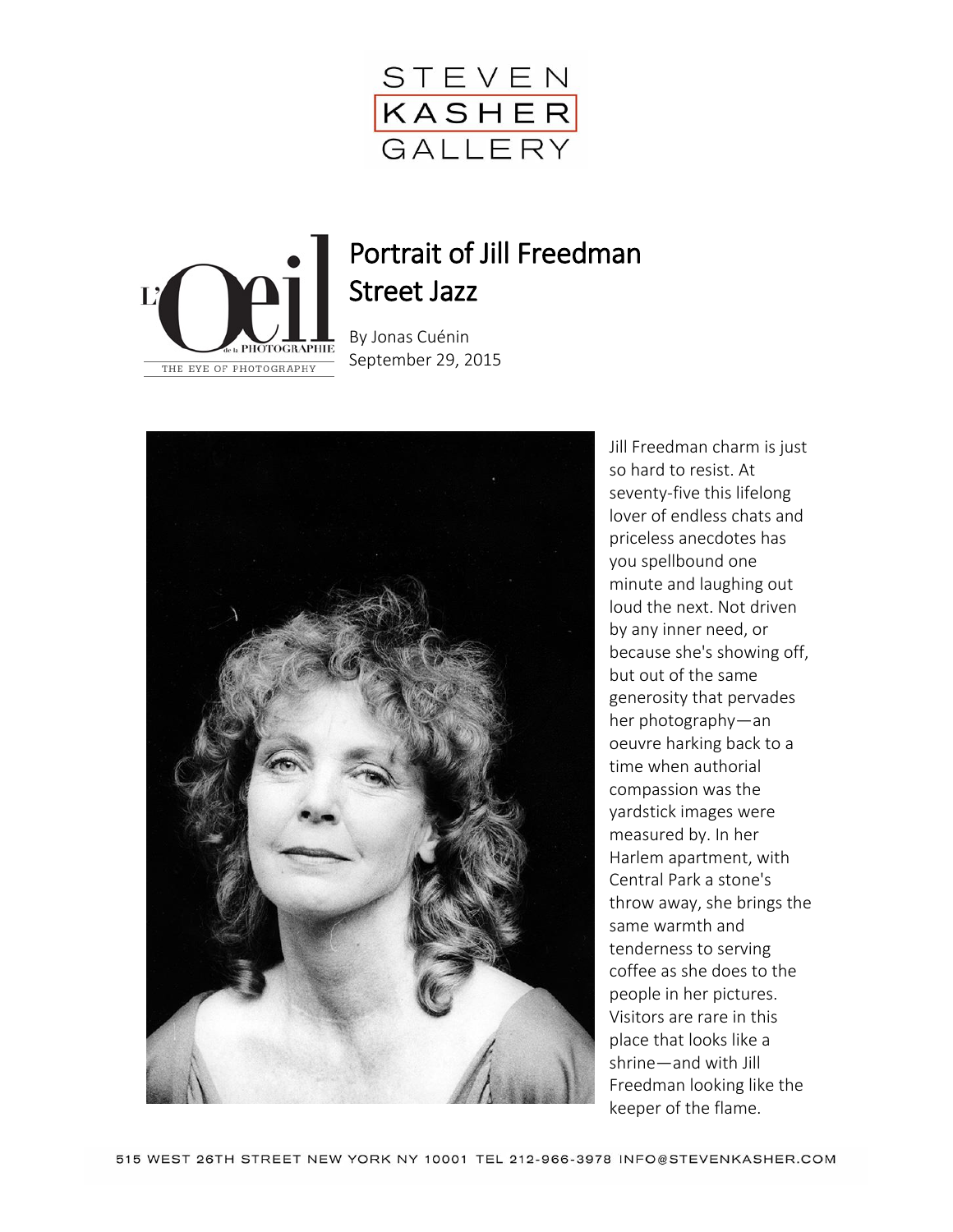STEVEN KASHER GALLERY

L'Oeil de la Photographie — THE EYE OF PHOTOGRAPHY

# Portrait of Jill Freedman Street Jazz

By Jonas Cuénin
September 29, 2015

Jill Freedman charm is just so hard to resist. At seventy-five this lifelong lover of endless chats and priceless anecdotes has you spellbound one minute and laughing out loud the next. Not driven by any inner need, or because she's showing off, but out of the same generosity that pervades her photography—an oeuvre harking back to a time when authorial compassion was the yardstick images were measured by. In her Harlem apartment, with Central Park a stone's throw away, she brings the same warmth and tenderness to serving coffee as she does to the people in her pictures. Visitors are rare in this place that looks like a shrine—and with Jill Freedman looking like the keeper of the flame.

515 WEST 26TH STREET NEW YORK NY 10001 TEL 212-966-3978 INFO@STEVENKASHER.COM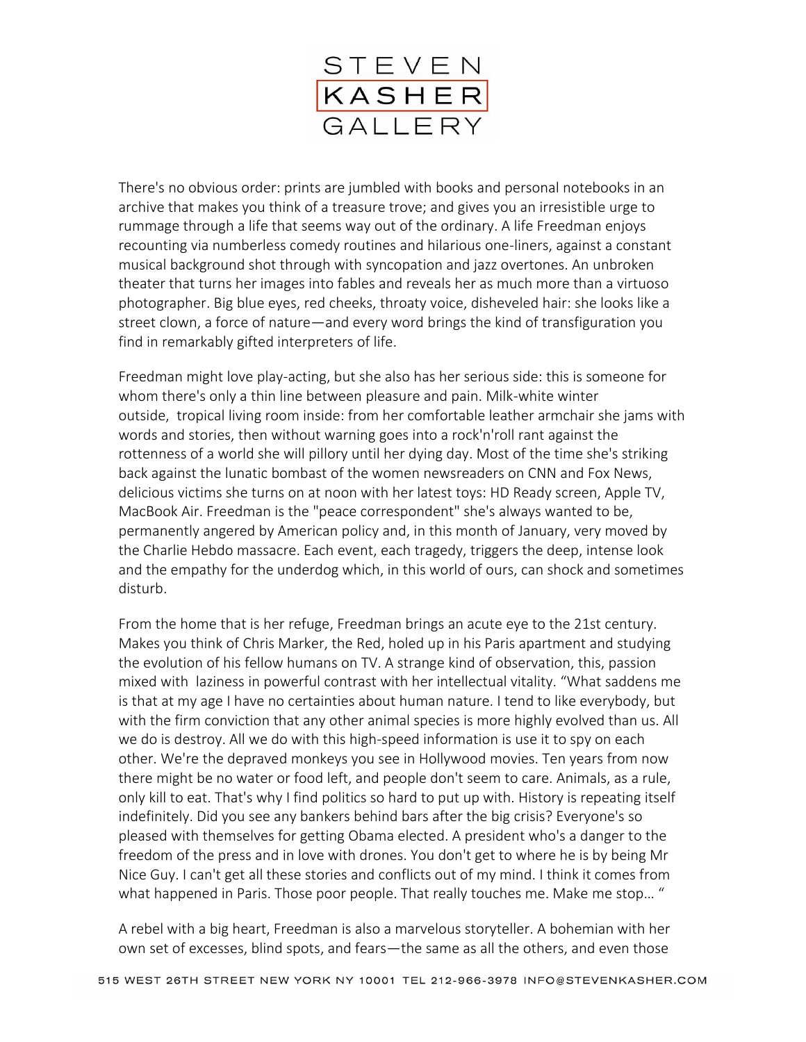There's no obvious order: prints are jumbled with books and personal notebooks in an archive that makes you think of a treasure trove; and gives you an irresistible urge to rummage through a life that seems way out of the ordinary. A life Freedman enjoys recounting via numberless comedy routines and hilarious one-liners, against a constant musical background shot through with syncopation and jazz overtones. An unbroken theater that turns her images into fables and reveals her as much more than a virtuoso photographer. Big blue eyes, red cheeks, throaty voice, disheveled hair: she looks like a street clown, a force of nature—and every word brings the kind of transfiguration you find in remarkably gifted interpreters of life.

Freedman might love play-acting, but she also has her serious side: this is someone for whom there's only a thin line between pleasure and pain. Milk-white winter outside, tropical living room inside: from her comfortable leather armchair she jams with words and stories, then without warning goes into a rock'n'roll rant against the rottenness of a world she will pillory until her dying day. Most of the time she's striking back against the lunatic bombast of the women newsreaders on CNN and Fox News, delicious victims she turns on at noon with her latest toys: HD Ready screen, Apple TV, MacBook Air. Freedman is the "peace correspondent" she's always wanted to be, permanently angered by American policy and, in this month of January, very moved by the Charlie Hebdo massacre. Each event, each tragedy, triggers the deep, intense look and the empathy for the underdog which, in this world of ours, can shock and sometimes disturb.

From the home that is her refuge, Freedman brings an acute eye to the 21st century. Makes you think of Chris Marker, the Red, holed up in his Paris apartment and studying the evolution of his fellow humans on TV. A strange kind of observation, this, passion mixed with laziness in powerful contrast with her intellectual vitality. "What saddens me is that at my age I have no certainties about human nature. I tend to like everybody, but with the firm conviction that any other animal species is more highly evolved than us. All we do is destroy. All we do with this high-speed information is use it to spy on each other. We're the depraved monkeys you see in Hollywood movies. Ten years from now there might be no water or food left, and people don't seem to care. Animals, as a rule, only kill to eat. That's why I find politics so hard to put up with. History is repeating itself indefinitely. Did you see any bankers behind bars after the big crisis? Everyone's so pleased with themselves for getting Obama elected. A president who's a danger to the freedom of the press and in love with drones. You don't get to where he is by being Mr Nice Guy. I can't get all these stories and conflicts out of my mind. I think it comes from what happened in Paris. Those poor people. That really touches me. Make me stop… "

A rebel with a big heart, Freedman is also a marvelous storyteller. A bohemian with her own set of excesses, blind spots, and fears—the same as all the others, and even those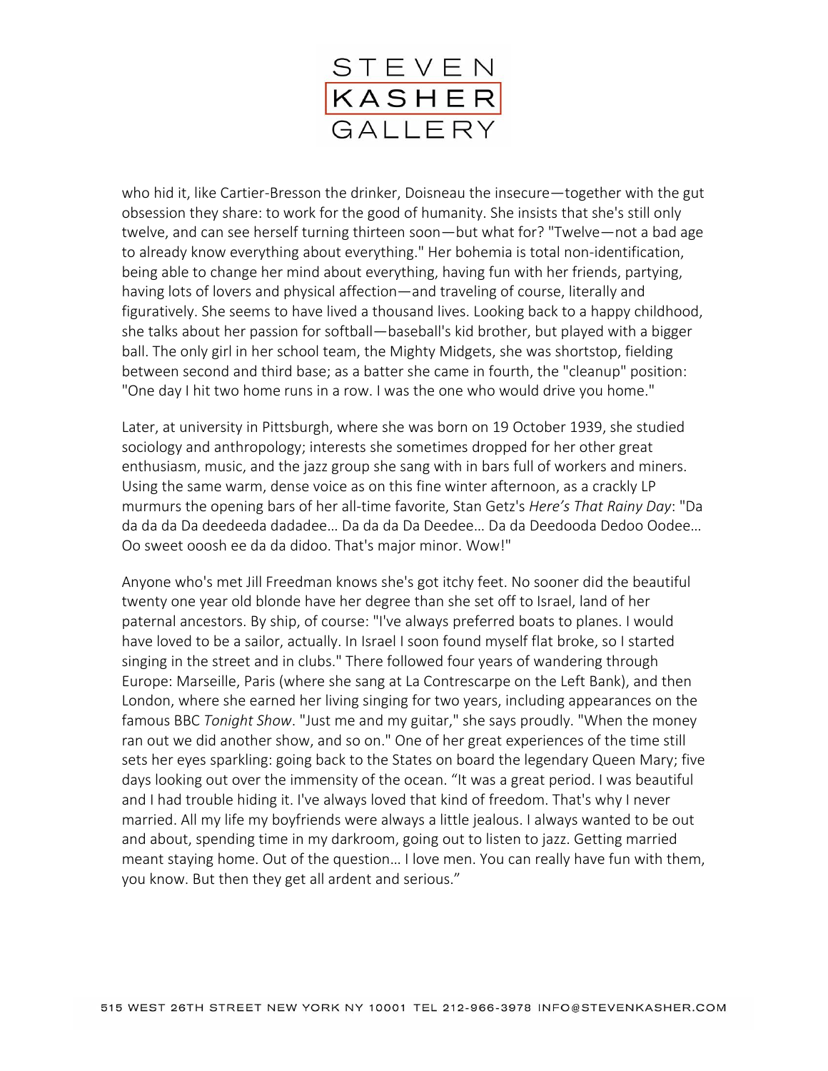who hid it, like Cartier-Bresson the drinker, Doisneau the insecure—together with the gut obsession they share: to work for the good of humanity. She insists that she's still only twelve, and can see herself turning thirteen soon—but what for? "Twelve—not a bad age to already know everything about everything." Her bohemia is total non-identification, being able to change her mind about everything, having fun with her friends, partying, having lots of lovers and physical affection—and traveling of course, literally and figuratively. She seems to have lived a thousand lives. Looking back to a happy childhood, she talks about her passion for softball—baseball's kid brother, but played with a bigger ball. The only girl in her school team, the Mighty Midgets, she was shortstop, fielding between second and third base; as a batter she came in fourth, the "cleanup" position: "One day I hit two home runs in a row. I was the one who would drive you home."

Later, at university in Pittsburgh, where she was born on 19 October 1939, she studied sociology and anthropology; interests she sometimes dropped for her other great enthusiasm, music, and the jazz group she sang with in bars full of workers and miners. Using the same warm, dense voice as on this fine winter afternoon, as a crackly LP murmurs the opening bars of her all-time favorite, Stan Getz's *Here's That Rainy Day*: "Da da da da Da deedeeda dadadee… Da da da Da Deedee… Da da Deedooda Dedoo Oodee… Oo sweet ooosh ee da da didoo. That's major minor. Wow!"

Anyone who's met Jill Freedman knows she's got itchy feet. No sooner did the beautiful twenty one year old blonde have her degree than she set off to Israel, land of her paternal ancestors. By ship, of course: "I've always preferred boats to planes. I would have loved to be a sailor, actually. In Israel I soon found myself flat broke, so I started singing in the street and in clubs." There followed four years of wandering through Europe: Marseille, Paris (where she sang at La Contrescarpe on the Left Bank), and then London, where she earned her living singing for two years, including appearances on the famous BBC *Tonight Show*. "Just me and my guitar," she says proudly. "When the money ran out we did another show, and so on." One of her great experiences of the time still sets her eyes sparkling: going back to the States on board the legendary Queen Mary; five days looking out over the immensity of the ocean. "It was a great period. I was beautiful and I had trouble hiding it. I've always loved that kind of freedom. That's why I never married. All my life my boyfriends were always a little jealous. I always wanted to be out and about, spending time in my darkroom, going out to listen to jazz. Getting married meant staying home. Out of the question… I love men. You can really have fun with them, you know. But then they get all ardent and serious."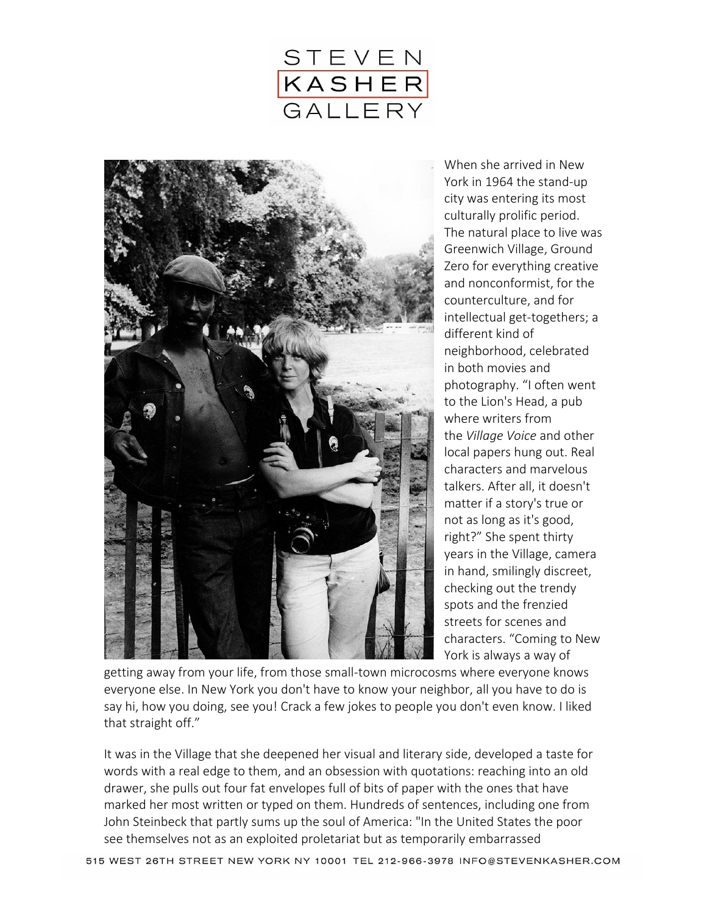When she arrived in New York in 1964 the stand-up city was entering its most culturally prolific period. The natural place to live was Greenwich Village, Ground Zero for everything creative and nonconformist, for the counterculture, and for intellectual get-togethers; a different kind of neighborhood, celebrated in both movies and photography. "I often went to the Lion's Head, a pub where writers from the *Village Voice* and other local papers hung out. Real characters and marvelous talkers. After all, it doesn't matter if a story's true or not as long as it's good, right?" She spent thirty years in the Village, camera in hand, smilingly discreet, checking out the trendy spots and the frenzied streets for scenes and characters. "Coming to New York is always a way of getting away from your life, from those small-town microcosms where everyone knows everyone else. In New York you don't have to know your neighbor, all you have to do is say hi, how you doing, see you! Crack a few jokes to people you don't even know. I liked that straight off."

It was in the Village that she deepened her visual and literary side, developed a taste for words with a real edge to them, and an obsession with quotations: reaching into an old drawer, she pulls out four fat envelopes full of bits of paper with the ones that have marked her most written or typed on them. Hundreds of sentences, including one from John Steinbeck that partly sums up the soul of America: "In the United States the poor see themselves not as an exploited proletariat but as temporarily embarrassed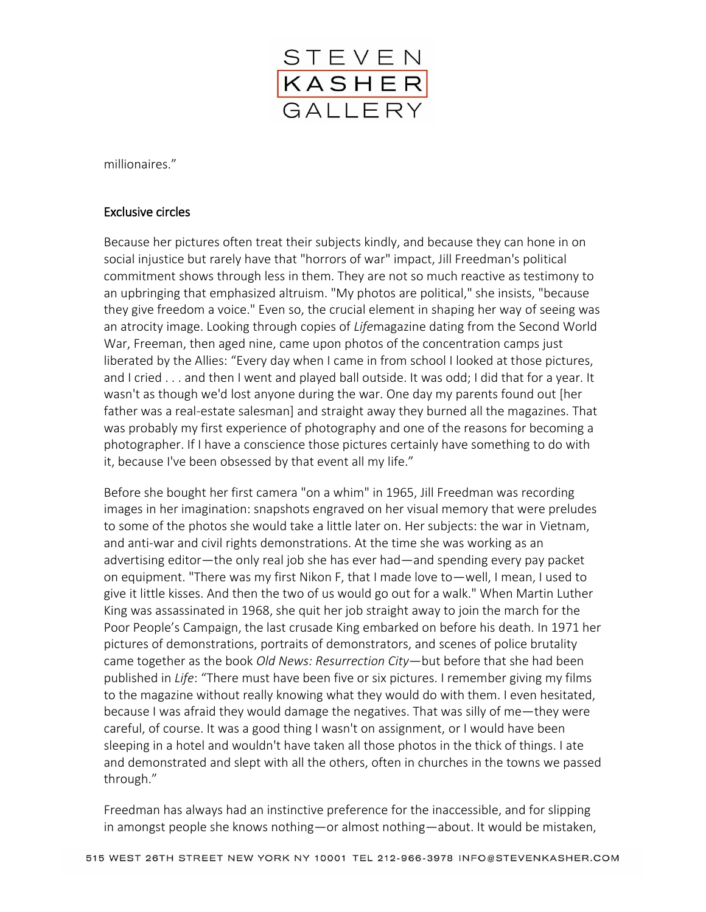millionaires."

## Exclusive circles

Because her pictures often treat their subjects kindly, and because they can hone in on social injustice but rarely have that "horrors of war" impact, Jill Freedman's political commitment shows through less in them. They are not so much reactive as testimony to an upbringing that emphasized altruism. "My photos are political," she insists, "because they give freedom a voice." Even so, the crucial element in shaping her way of seeing was an atrocity image. Looking through copies of *Life*magazine dating from the Second World War, Freeman, then aged nine, came upon photos of the concentration camps just liberated by the Allies: "Every day when I came in from school I looked at those pictures, and I cried . . . and then I went and played ball outside. It was odd; I did that for a year. It wasn't as though we'd lost anyone during the war. One day my parents found out [her father was a real-estate salesman] and straight away they burned all the magazines. That was probably my first experience of photography and one of the reasons for becoming a photographer. If I have a conscience those pictures certainly have something to do with it, because I've been obsessed by that event all my life."

Before she bought her first camera "on a whim" in 1965, Jill Freedman was recording images in her imagination: snapshots engraved on her visual memory that were preludes to some of the photos she would take a little later on. Her subjects: the war in Vietnam, and anti-war and civil rights demonstrations. At the time she was working as an advertising editor—the only real job she has ever had—and spending every pay packet on equipment. "There was my first Nikon F, that I made love to—well, I mean, I used to give it little kisses. And then the two of us would go out for a walk." When Martin Luther King was assassinated in 1968, she quit her job straight away to join the march for the Poor People's Campaign, the last crusade King embarked on before his death. In 1971 her pictures of demonstrations, portraits of demonstrators, and scenes of police brutality came together as the book *Old News: Resurrection City*—but before that she had been published in *Life*: "There must have been five or six pictures. I remember giving my films to the magazine without really knowing what they would do with them. I even hesitated, because I was afraid they would damage the negatives. That was silly of me—they were careful, of course. It was a good thing I wasn't on assignment, or I would have been sleeping in a hotel and wouldn't have taken all those photos in the thick of things. I ate and demonstrated and slept with all the others, often in churches in the towns we passed through."

Freedman has always had an instinctive preference for the inaccessible, and for slipping in amongst people she knows nothing—or almost nothing—about. It would be mistaken,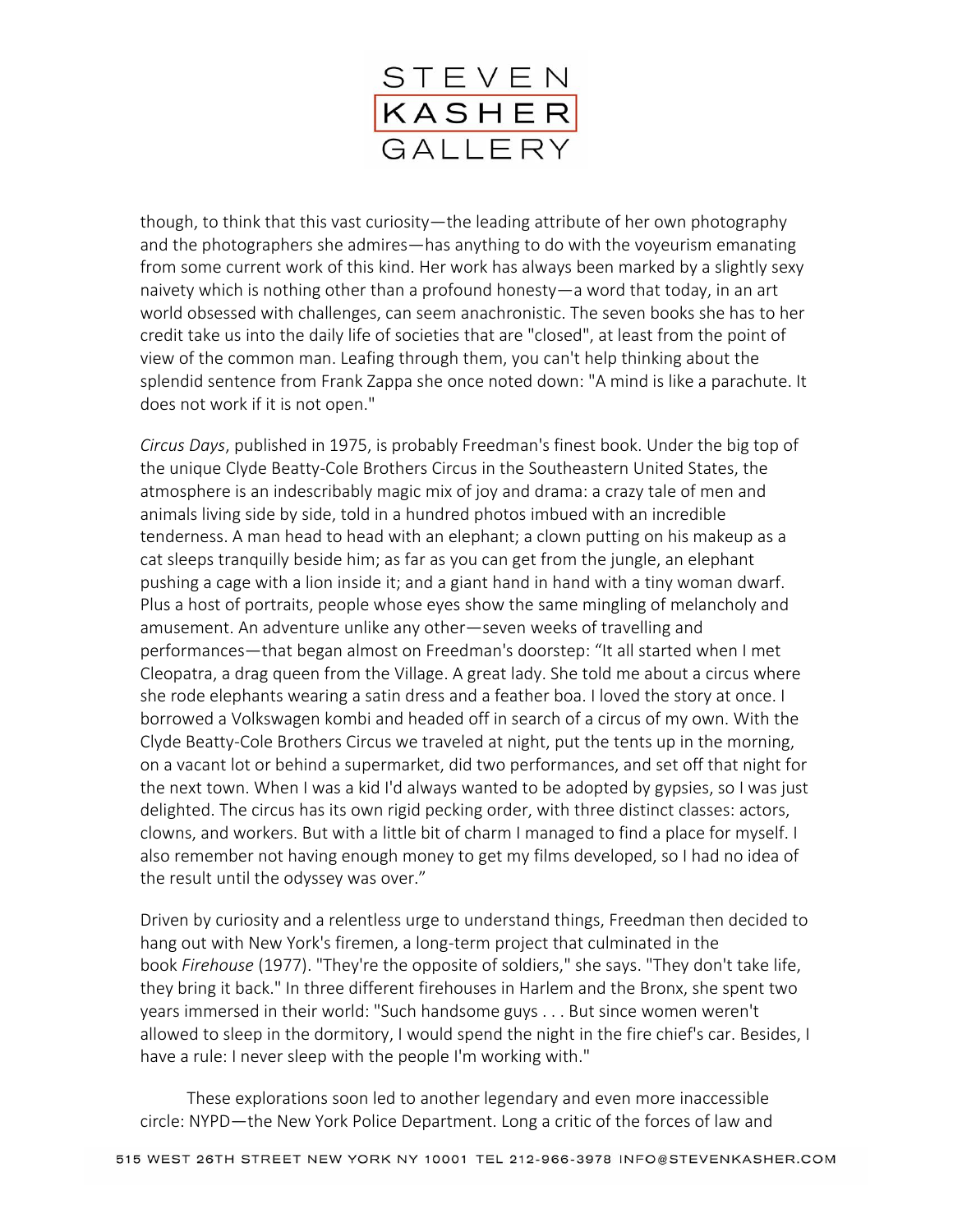though, to think that this vast curiosity—the leading attribute of her own photography and the photographers she admires—has anything to do with the voyeurism emanating from some current work of this kind. Her work has always been marked by a slightly sexy naivety which is nothing other than a profound honesty—a word that today, in an art world obsessed with challenges, can seem anachronistic. The seven books she has to her credit take us into the daily life of societies that are "closed", at least from the point of view of the common man. Leafing through them, you can't help thinking about the splendid sentence from Frank Zappa she once noted down: "A mind is like a parachute. It does not work if it is not open."

*Circus Days*, published in 1975, is probably Freedman's finest book. Under the big top of the unique Clyde Beatty-Cole Brothers Circus in the Southeastern United States, the atmosphere is an indescribably magic mix of joy and drama: a crazy tale of men and animals living side by side, told in a hundred photos imbued with an incredible tenderness. A man head to head with an elephant; a clown putting on his makeup as a cat sleeps tranquilly beside him; as far as you can get from the jungle, an elephant pushing a cage with a lion inside it; and a giant hand in hand with a tiny woman dwarf. Plus a host of portraits, people whose eyes show the same mingling of melancholy and amusement. An adventure unlike any other—seven weeks of travelling and performances—that began almost on Freedman's doorstep: "It all started when I met Cleopatra, a drag queen from the Village. A great lady. She told me about a circus where she rode elephants wearing a satin dress and a feather boa. I loved the story at once. I borrowed a Volkswagen kombi and headed off in search of a circus of my own. With the Clyde Beatty-Cole Brothers Circus we traveled at night, put the tents up in the morning, on a vacant lot or behind a supermarket, did two performances, and set off that night for the next town. When I was a kid I'd always wanted to be adopted by gypsies, so I was just delighted. The circus has its own rigid pecking order, with three distinct classes: actors, clowns, and workers. But with a little bit of charm I managed to find a place for myself. I also remember not having enough money to get my films developed, so I had no idea of the result until the odyssey was over."

Driven by curiosity and a relentless urge to understand things, Freedman then decided to hang out with New York's firemen, a long-term project that culminated in the book *Firehouse* (1977). "They're the opposite of soldiers," she says. "They don't take life, they bring it back." In three different firehouses in Harlem and the Bronx, she spent two years immersed in their world: "Such handsome guys . . . But since women weren't allowed to sleep in the dormitory, I would spend the night in the fire chief's car. Besides, I have a rule: I never sleep with the people I'm working with."

These explorations soon led to another legendary and even more inaccessible circle: NYPD—the New York Police Department. Long a critic of the forces of law and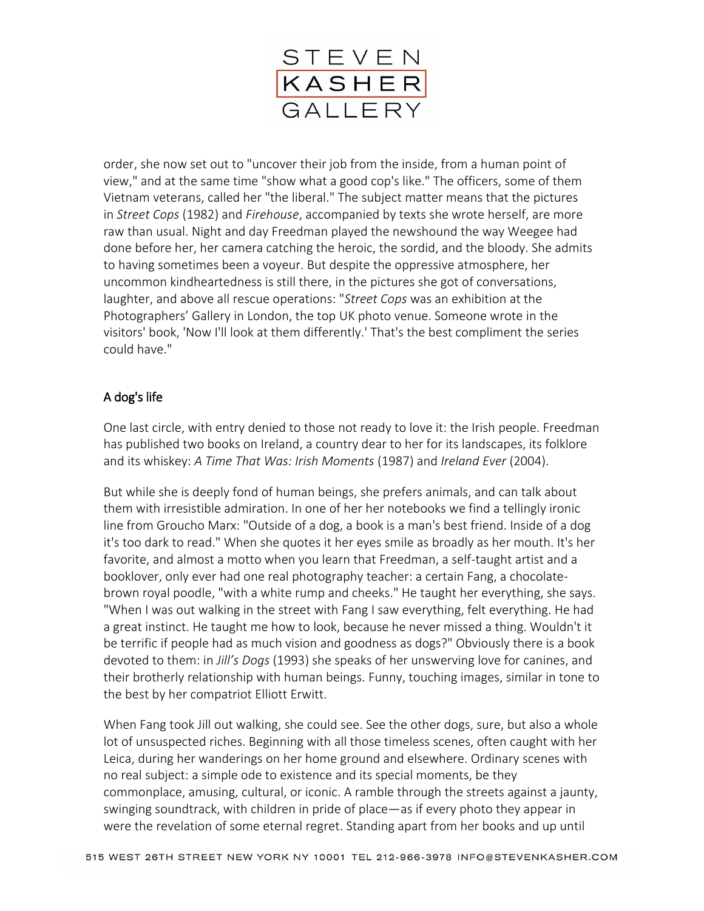order, she now set out to "uncover their job from the inside, from a human point of view," and at the same time "show what a good cop's like." The officers, some of them Vietnam veterans, called her "the liberal." The subject matter means that the pictures in *Street Cops* (1982) and *Firehouse*, accompanied by texts she wrote herself, are more raw than usual. Night and day Freedman played the newshound the way Weegee had done before her, her camera catching the heroic, the sordid, and the bloody. She admits to having sometimes been a voyeur. But despite the oppressive atmosphere, her uncommon kindheartedness is still there, in the pictures she got of conversations, laughter, and above all rescue operations: "*Street Cops* was an exhibition at the Photographers' Gallery in London, the top UK photo venue. Someone wrote in the visitors' book, 'Now I'll look at them differently.' That's the best compliment the series could have."

## A dog's life

One last circle, with entry denied to those not ready to love it: the Irish people. Freedman has published two books on Ireland, a country dear to her for its landscapes, its folklore and its whiskey: *A Time That Was: Irish Moments* (1987) and *Ireland Ever* (2004).

But while she is deeply fond of human beings, she prefers animals, and can talk about them with irresistible admiration. In one of her her notebooks we find a tellingly ironic line from Groucho Marx: "Outside of a dog, a book is a man's best friend. Inside of a dog it's too dark to read." When she quotes it her eyes smile as broadly as her mouth. It's her favorite, and almost a motto when you learn that Freedman, a self-taught artist and a booklover, only ever had one real photography teacher: a certain Fang, a chocolate-brown royal poodle, "with a white rump and cheeks." He taught her everything, she says. "When I was out walking in the street with Fang I saw everything, felt everything. He had a great instinct. He taught me how to look, because he never missed a thing. Wouldn't it be terrific if people had as much vision and goodness as dogs?" Obviously there is a book devoted to them: in *Jill's Dogs* (1993) she speaks of her unswerving love for canines, and their brotherly relationship with human beings. Funny, touching images, similar in tone to the best by her compatriot Elliott Erwitt.

When Fang took Jill out walking, she could see. See the other dogs, sure, but also a whole lot of unsuspected riches. Beginning with all those timeless scenes, often caught with her Leica, during her wanderings on her home ground and elsewhere. Ordinary scenes with no real subject: a simple ode to existence and its special moments, be they commonplace, amusing, cultural, or iconic. A ramble through the streets against a jaunty, swinging soundtrack, with children in pride of place—as if every photo they appear in were the revelation of some eternal regret. Standing apart from her books and up until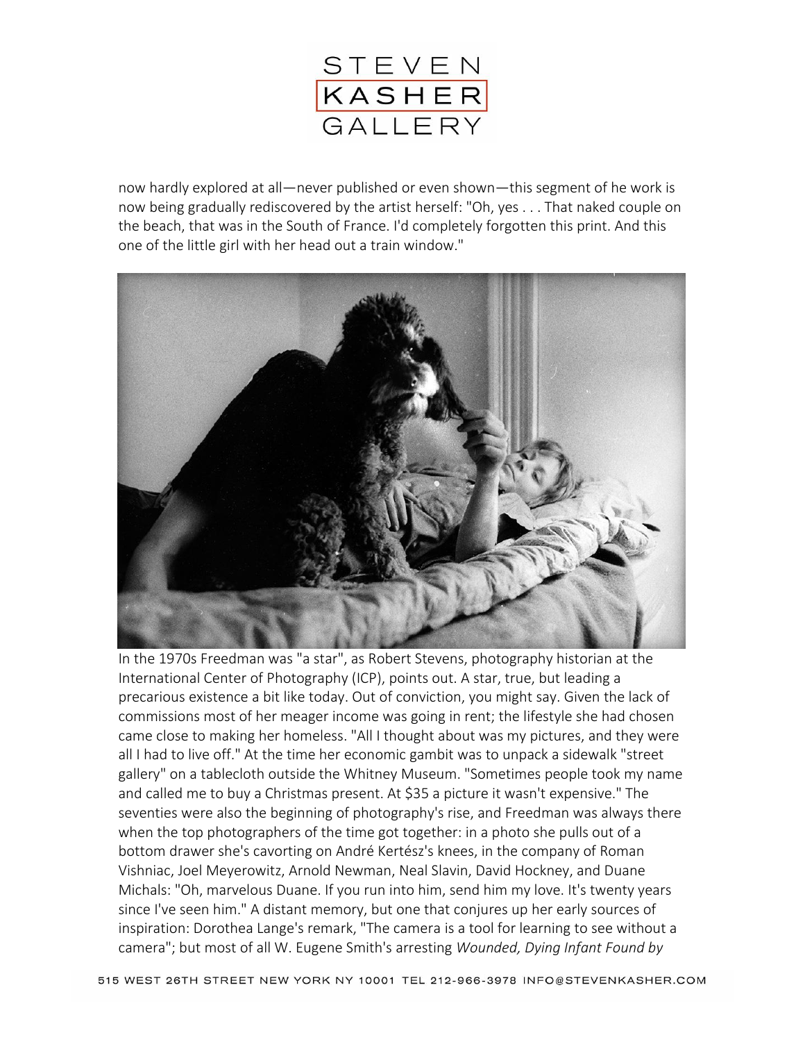now hardly explored at all—never published or even shown—this segment of he work is now being gradually rediscovered by the artist herself: "Oh, yes . . . That naked couple on the beach, that was in the South of France. I'd completely forgotten this print. And this one of the little girl with her head out a train window."

In the 1970s Freedman was "a star", as Robert Stevens, photography historian at the International Center of Photography (ICP), points out. A star, true, but leading a precarious existence a bit like today. Out of conviction, you might say. Given the lack of commissions most of her meager income was going in rent; the lifestyle she had chosen came close to making her homeless. "All I thought about was my pictures, and they were all I had to live off." At the time her economic gambit was to unpack a sidewalk "street gallery" on a tablecloth outside the Whitney Museum. "Sometimes people took my name and called me to buy a Christmas present. At $35 a picture it wasn't expensive." The seventies were also the beginning of photography's rise, and Freedman was always there when the top photographers of the time got together: in a photo she pulls out of a bottom drawer she's cavorting on André Kertész's knees, in the company of Roman Vishniac, Joel Meyerowitz, Arnold Newman, Neal Slavin, David Hockney, and Duane Michals: "Oh, marvelous Duane. If you run into him, send him my love. It's twenty years since I've seen him." A distant memory, but one that conjures up her early sources of inspiration: Dorothea Lange's remark, "The camera is a tool for learning to see without a camera"; but most of all W. Eugene Smith's arresting *Wounded, Dying Infant Found by*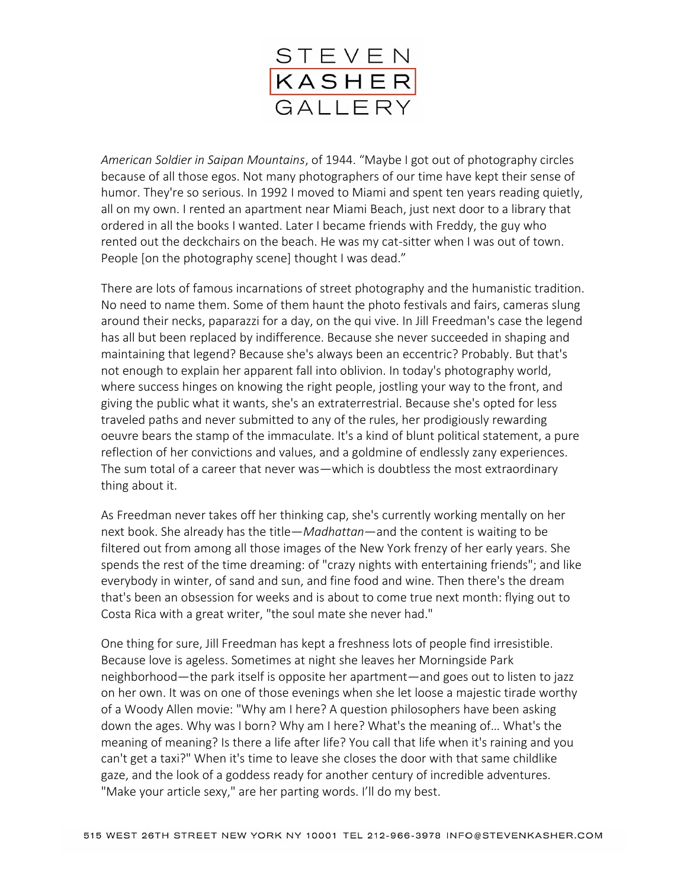*American Soldier in Saipan Mountains*, of 1944. "Maybe I got out of photography circles because of all those egos. Not many photographers of our time have kept their sense of humor. They're so serious. In 1992 I moved to Miami and spent ten years reading quietly, all on my own. I rented an apartment near Miami Beach, just next door to a library that ordered in all the books I wanted. Later I became friends with Freddy, the guy who rented out the deckchairs on the beach. He was my cat-sitter when I was out of town. People [on the photography scene] thought I was dead."

There are lots of famous incarnations of street photography and the humanistic tradition. No need to name them. Some of them haunt the photo festivals and fairs, cameras slung around their necks, paparazzi for a day, on the qui vive. In Jill Freedman's case the legend has all but been replaced by indifference. Because she never succeeded in shaping and maintaining that legend? Because she's always been an eccentric? Probably. But that's not enough to explain her apparent fall into oblivion. In today's photography world, where success hinges on knowing the right people, jostling your way to the front, and giving the public what it wants, she's an extraterrestrial. Because she's opted for less traveled paths and never submitted to any of the rules, her prodigiously rewarding oeuvre bears the stamp of the immaculate. It's a kind of blunt political statement, a pure reflection of her convictions and values, and a goldmine of endlessly zany experiences. The sum total of a career that never was—which is doubtless the most extraordinary thing about it.

As Freedman never takes off her thinking cap, she's currently working mentally on her next book. She already has the title—*Madhattan*—and the content is waiting to be filtered out from among all those images of the New York frenzy of her early years. She spends the rest of the time dreaming: of "crazy nights with entertaining friends"; and like everybody in winter, of sand and sun, and fine food and wine. Then there's the dream that's been an obsession for weeks and is about to come true next month: flying out to Costa Rica with a great writer, "the soul mate she never had."

One thing for sure, Jill Freedman has kept a freshness lots of people find irresistible. Because love is ageless. Sometimes at night she leaves her Morningside Park neighborhood—the park itself is opposite her apartment—and goes out to listen to jazz on her own. It was on one of those evenings when she let loose a majestic tirade worthy of a Woody Allen movie: "Why am I here? A question philosophers have been asking down the ages. Why was I born? Why am I here? What's the meaning of… What's the meaning of meaning? Is there a life after life? You call that life when it's raining and you can't get a taxi?" When it's time to leave she closes the door with that same childlike gaze, and the look of a goddess ready for another century of incredible adventures. "Make your article sexy," are her parting words. I'll do my best.